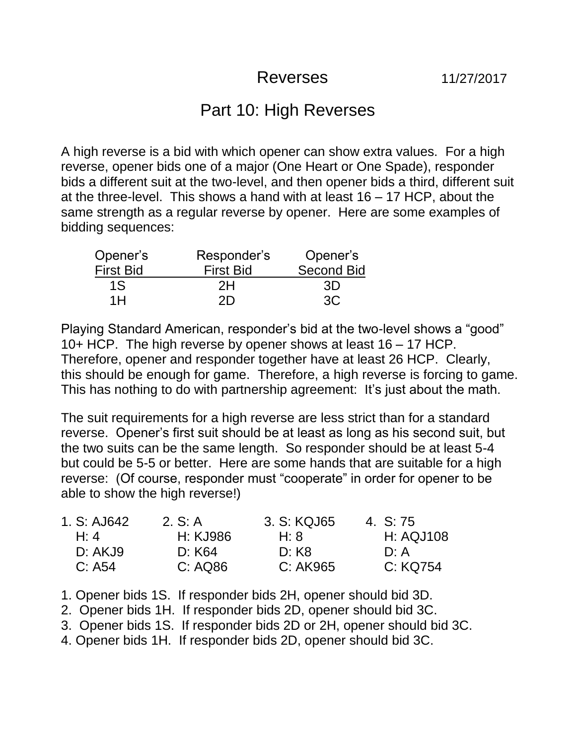# Reverses

11/27/2017

## Part 10: High Reverses

A high reverse is a bid with which opener can show extra values. For a high reverse, opener bids one of a major (One Heart or One Spade), responder bids a different suit at the two-level, and then opener bids a third, different suit at the three-level. This shows a hand with at least 16 – 17 HCP, about the same strength as a regular reverse by opener. Here are some examples of bidding sequences:

| Opener's First Bid | Responder's First Bid | Opener's Second Bid |
|---|---|---|
| 1S | 2H | 3D |
| 1H | 2D | 3C |

Playing Standard American, responder's bid at the two-level shows a "good" 10+ HCP. The high reverse by opener shows at least 16 – 17 HCP. Therefore, opener and responder together have at least 26 HCP. Clearly, this should be enough for game. Therefore, a high reverse is forcing to game. This has nothing to do with partnership agreement: It's just about the math.

The suit requirements for a high reverse are less strict than for a standard reverse. Opener's first suit should be at least as long as his second suit, but the two suits can be the same length. So responder should be at least 5-4 but could be 5-5 or better. Here are some hands that are suitable for a high reverse: (Of course, responder must "cooperate" in order for opener to be able to show the high reverse!)

| 1. | 2. | 3. | 4. |
|---|---|---|---|
| S: AJ642 | S: A | S: KQJ65 | S: 75 |
| H: 4 | H: KJ986 | H: 8 | H: AQJ108 |
| D: AKJ9 | D: K64 | D: K8 | D: A |
| C: A54 | C: AQ86 | C: AK965 | C: KQ754 |

1. Opener bids 1S. If responder bids 2H, opener should bid 3D.
2. Opener bids 1H. If responder bids 2D, opener should bid 3C.
3. Opener bids 1S. If responder bids 2D or 2H, opener should bid 3C.
4. Opener bids 1H. If responder bids 2D, opener should bid 3C.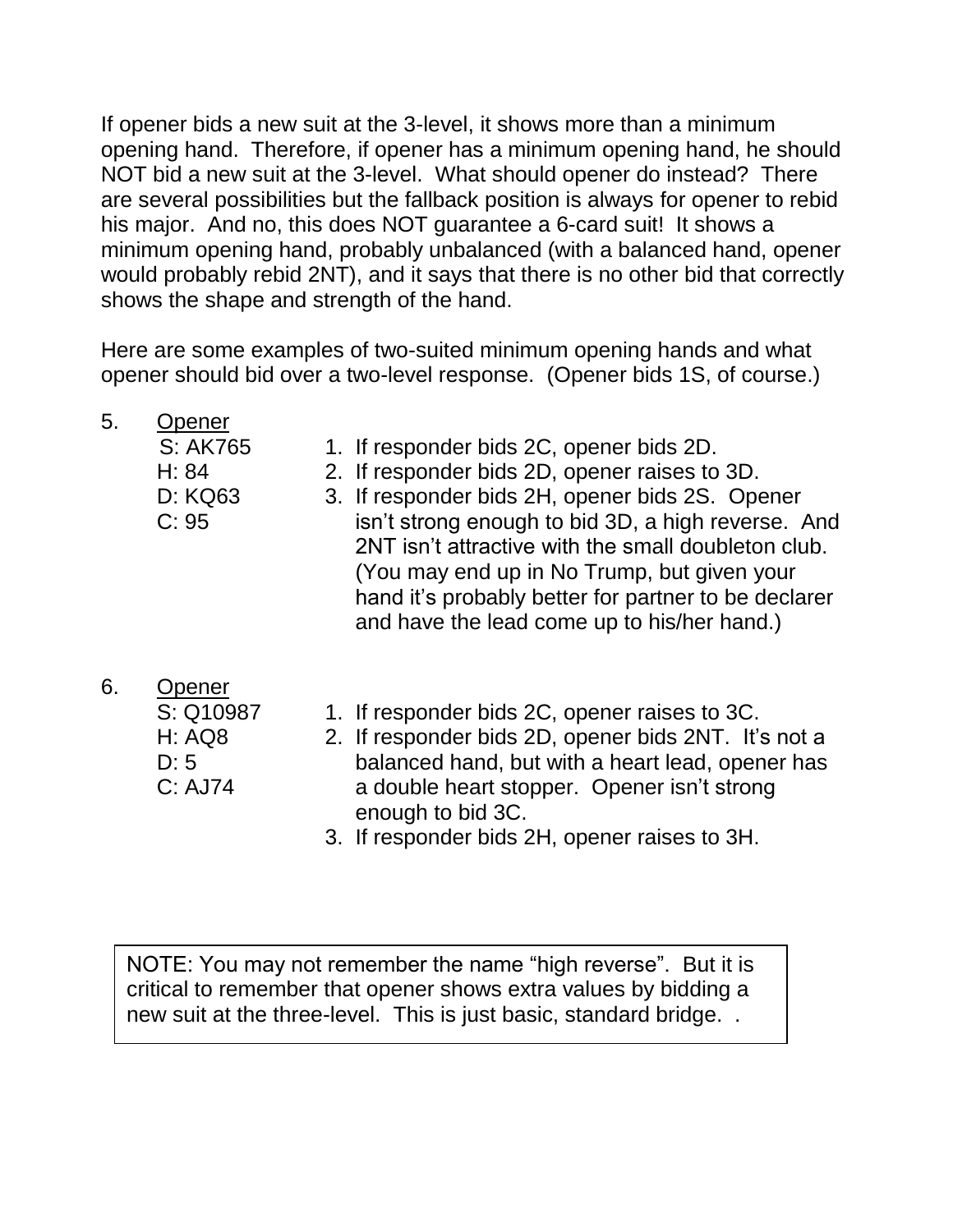If opener bids a new suit at the 3-level, it shows more than a minimum opening hand. Therefore, if opener has a minimum opening hand, he should NOT bid a new suit at the 3-level. What should opener do instead? There are several possibilities but the fallback position is always for opener to rebid his major. And no, this does NOT guarantee a 6-card suit! It shows a minimum opening hand, probably unbalanced (with a balanced hand, opener would probably rebid 2NT), and it says that there is no other bid that correctly shows the shape and strength of the hand.

Here are some examples of two-suited minimum opening hands and what opener should bid over a two-level response. (Opener bids 1S, of course.)

5. Opener
   S: AK765
   H: 84
   D: KQ63
   C: 95

   1. If responder bids 2C, opener bids 2D.
   2. If responder bids 2D, opener raises to 3D.
   3. If responder bids 2H, opener bids 2S. Opener isn't strong enough to bid 3D, a high reverse. And 2NT isn't attractive with the small doubleton club. (You may end up in No Trump, but given your hand it's probably better for partner to be declarer and have the lead come up to his/her hand.)

6. Opener
   S: Q10987
   H: AQ8
   D: 5
   C: AJ74

   1. If responder bids 2C, opener raises to 3C.
   2. If responder bids 2D, opener bids 2NT. It's not a balanced hand, but with a heart lead, opener has a double heart stopper. Opener isn't strong enough to bid 3C.
   3. If responder bids 2H, opener raises to 3H.

NOTE: You may not remember the name "high reverse". But it is critical to remember that opener shows extra values by bidding a new suit at the three-level. This is just basic, standard bridge. .